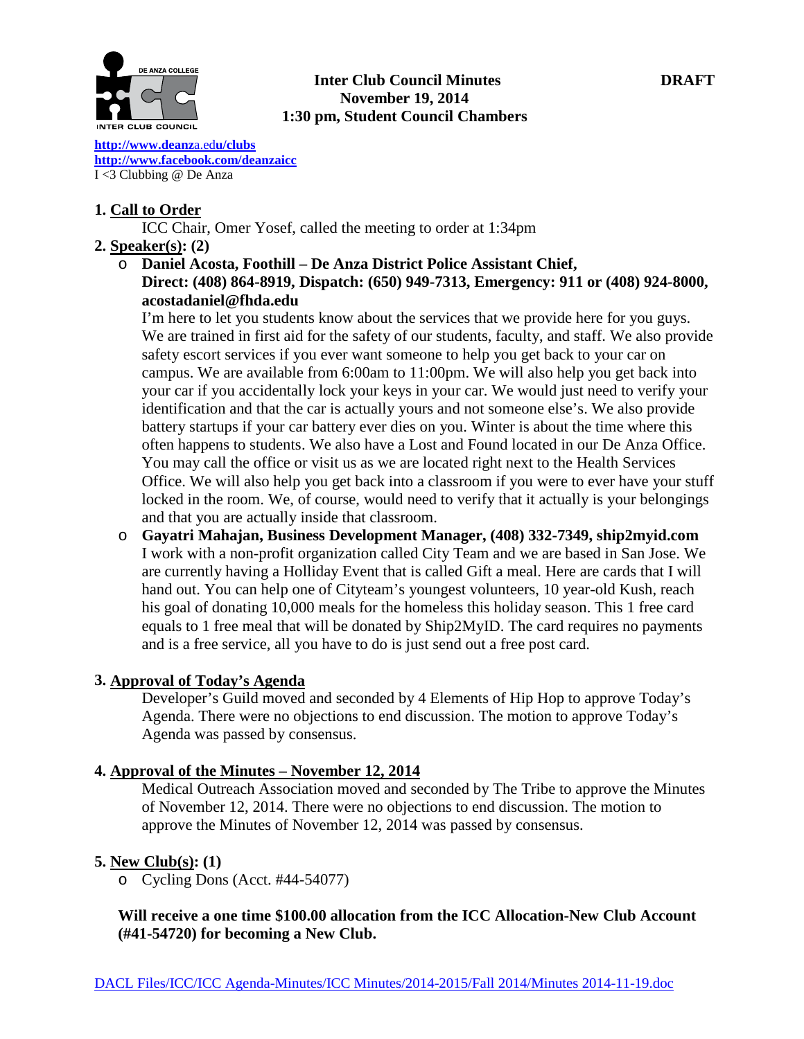# Inter Club Council Minutes **DRAFT**

## November 19, 2014
## 1:30 pm, Student Council Chambers

http://www.deanza.edu/clubs
http://www.facebook.com/deanzaicc
I <3 Clubbing @ De Anza

1. **Call to Order**

   ICC Chair, Omer Yosef, called the meeting to order at 1:34pm

2. **Speaker(s): (2)**

   - **Daniel Acosta, Foothill – De Anza District Police Assistant Chief, Direct: (408) 864-8919, Dispatch: (650) 949-7313, Emergency: 911 or (408) 924-8000, acostadaniel@fhda.edu**

     I'm here to let you students know about the services that we provide here for you guys. We are trained in first aid for the safety of our students, faculty, and staff. We also provide safety escort services if you ever want someone to help you get back to your car on campus. We are available from 6:00am to 11:00pm. We will also help you get back into your car if you accidentally lock your keys in your car. We would just need to verify your identification and that the car is actually yours and not someone else's. We also provide battery startups if your car battery ever dies on you. Winter is about the time where this often happens to students. We also have a Lost and Found located in our De Anza Office. You may call the office or visit us as we are located right next to the Health Services Office. We will also help you get back into a classroom if you were to ever have your stuff locked in the room. We, of course, would need to verify that it actually is your belongings and that you are actually inside that classroom.

   - **Gayatri Mahajan, Business Development Manager, (408) 332-7349, ship2myid.com**

     I work with a non-profit organization called City Team and we are based in San Jose. We are currently having a Holliday Event that is called Gift a meal. Here are cards that I will hand out. You can help one of Cityteam's youngest volunteers, 10 year-old Kush, reach his goal of donating 10,000 meals for the homeless this holiday season. This 1 free card equals to 1 free meal that will be donated by Ship2MyID. The card requires no payments and is a free service, all you have to do is just send out a free post card.

3. **Approval of Today's Agenda**

   Developer's Guild moved and seconded by 4 Elements of Hip Hop to approve Today's Agenda. There were no objections to end discussion. The motion to approve Today's Agenda was passed by consensus.

4. **Approval of the Minutes – November 12, 2014**

   Medical Outreach Association moved and seconded by The Tribe to approve the Minutes of November 12, 2014. There were no objections to end discussion. The motion to approve the Minutes of November 12, 2014 was passed by consensus.

5. **New Club(s): (1)**

   - Cycling Dons (Acct. #44-54077)

   **Will receive a one time $100.00 allocation from the ICC Allocation-New Club Account (#41-54720) for becoming a New Club.**

DACL Files/ICC/ICC Agenda-Minutes/ICC Minutes/2014-2015/Fall 2014/Minutes 2014-11-19.doc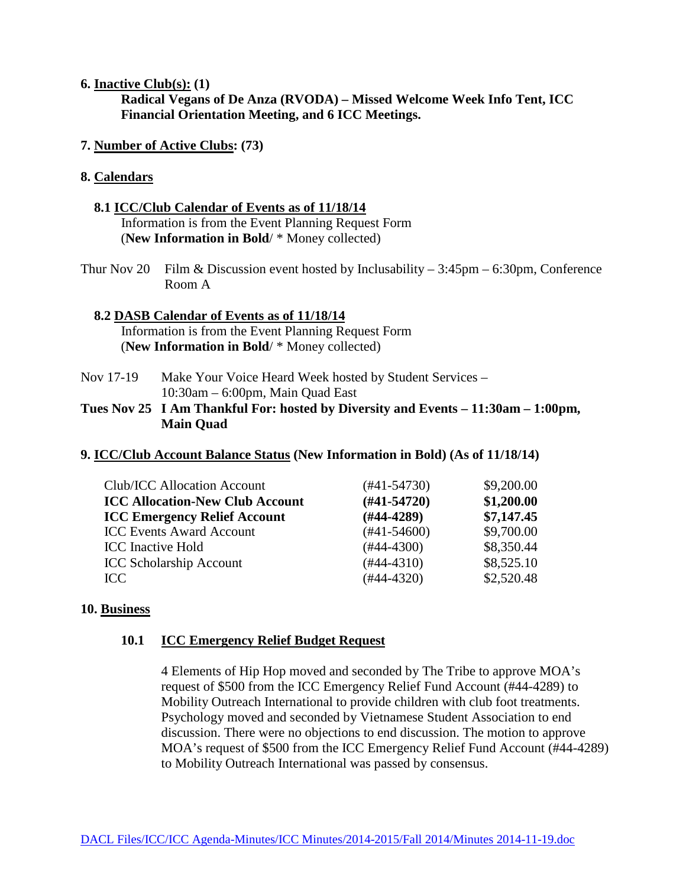6. **Inactive Club(s): (1)**

**Radical Vegans of De Anza (RVODA) – Missed Welcome Week Info Tent, ICC Financial Orientation Meeting, and 6 ICC Meetings.**

7. **Number of Active Clubs: (73)**

8. **Calendars**

**8.1 ICC/Club Calendar of Events as of 11/18/14**

Information is from the Event Planning Request Form
(**New Information in Bold**/ * Money collected)

Thur Nov 20 Film & Discussion event hosted by Inclusability – 3:45pm – 6:30pm, Conference Room A

**8.2 DASB Calendar of Events as of 11/18/14**

Information is from the Event Planning Request Form
(**New Information in Bold**/ * Money collected)

Nov 17-19 Make Your Voice Heard Week hosted by Student Services – 10:30am – 6:00pm, Main Quad East

**Tues Nov 25 I Am Thankful For: hosted by Diversity and Events – 11:30am – 1:00pm, Main Quad**

9. **ICC/Club Account Balance Status (New Information in Bold) (As of 11/18/14)**

| | | |
|---|---|---|
| Club/ICC Allocation Account | (#41-54730) | $9,200.00 |
| **ICC Allocation-New Club Account** | **(#41-54720)** | **$1,200.00** |
| **ICC Emergency Relief Account** | **(#44-4289)** | **$7,147.45** |
| ICC Events Award Account | (#41-54600) | $9,700.00 |
| ICC Inactive Hold | (#44-4300) | $8,350.44 |
| ICC Scholarship Account | (#44-4310) | $8,525.10 |
| ICC | (#44-4320) | $2,520.48 |

10. **Business**

**10.1 ICC Emergency Relief Budget Request**

4 Elements of Hip Hop moved and seconded by The Tribe to approve MOA's request of $500 from the ICC Emergency Relief Fund Account (#44-4289) to Mobility Outreach International to provide children with club foot treatments. Psychology moved and seconded by Vietnamese Student Association to end discussion. There were no objections to end discussion. The motion to approve MOA's request of $500 from the ICC Emergency Relief Fund Account (#44-4289) to Mobility Outreach International was passed by consensus.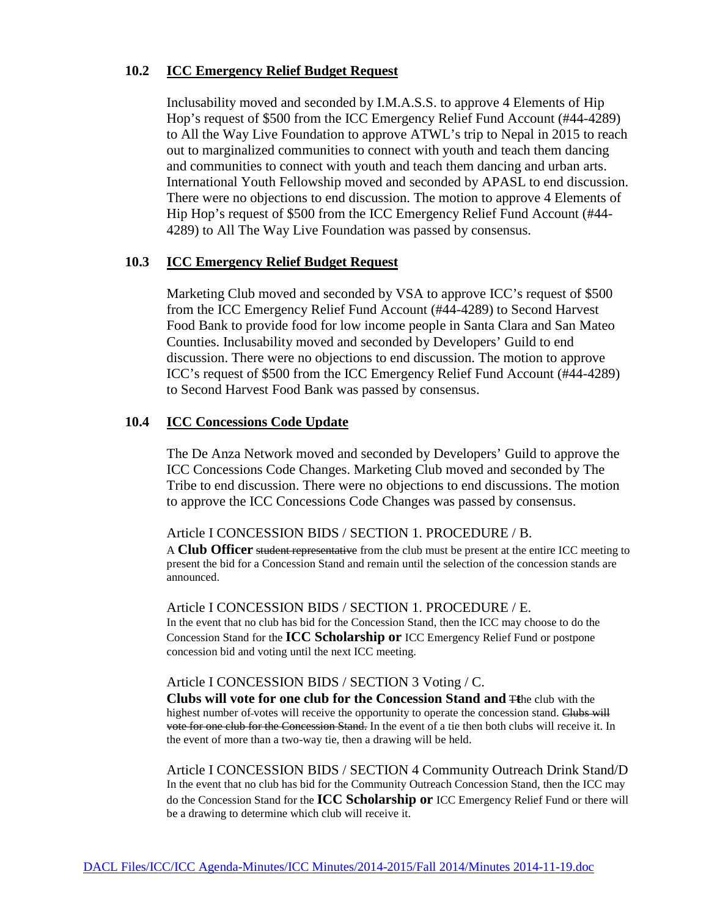### 10.2 ICC Emergency Relief Budget Request

Inclusability moved and seconded by I.M.A.S.S. to approve 4 Elements of Hip Hop's request of $500 from the ICC Emergency Relief Fund Account (#44-4289) to All the Way Live Foundation to approve ATWL's trip to Nepal in 2015 to reach out to marginalized communities to connect with youth and teach them dancing and communities to connect with youth and teach them dancing and urban arts. International Youth Fellowship moved and seconded by APASL to end discussion. There were no objections to end discussion. The motion to approve 4 Elements of Hip Hop's request of $500 from the ICC Emergency Relief Fund Account (#44-4289) to All The Way Live Foundation was passed by consensus.

### 10.3 ICC Emergency Relief Budget Request

Marketing Club moved and seconded by VSA to approve ICC's request of $500 from the ICC Emergency Relief Fund Account (#44-4289) to Second Harvest Food Bank to provide food for low income people in Santa Clara and San Mateo Counties. Inclusability moved and seconded by Developers' Guild to end discussion. There were no objections to end discussion. The motion to approve ICC's request of $500 from the ICC Emergency Relief Fund Account (#44-4289) to Second Harvest Food Bank was passed by consensus.

### 10.4 ICC Concessions Code Update

The De Anza Network moved and seconded by Developers' Guild to approve the ICC Concessions Code Changes. Marketing Club moved and seconded by The Tribe to end discussion. There were no objections to end discussions. The motion to approve the ICC Concessions Code Changes was passed by consensus.

Article I CONCESSION BIDS / SECTION 1. PROCEDURE / B.

A **Club Officer** ~~student representative~~ from the club must be present at the entire ICC meeting to present the bid for a Concession Stand and remain until the selection of the concession stands are announced.

Article I CONCESSION BIDS / SECTION 1. PROCEDURE / E.

In the event that no club has bid for the Concession Stand, then the ICC may choose to do the Concession Stand for the **ICC Scholarship or** ICC Emergency Relief Fund or postpone concession bid and voting until the next ICC meeting.

Article I CONCESSION BIDS / SECTION 3 Voting / C.

**Clubs will vote for one club for the Concession Stand and** ~~T~~the club with the highest number of votes will receive the opportunity to operate the concession stand. ~~Clubs will vote for one club for the Concession Stand.~~ In the event of a tie then both clubs will receive it. In the event of more than a two-way tie, then a drawing will be held.

Article I CONCESSION BIDS / SECTION 4 Community Outreach Drink Stand/D

In the event that no club has bid for the Community Outreach Concession Stand, then the ICC may do the Concession Stand for the **ICC Scholarship or** ICC Emergency Relief Fund or there will be a drawing to determine which club will receive it.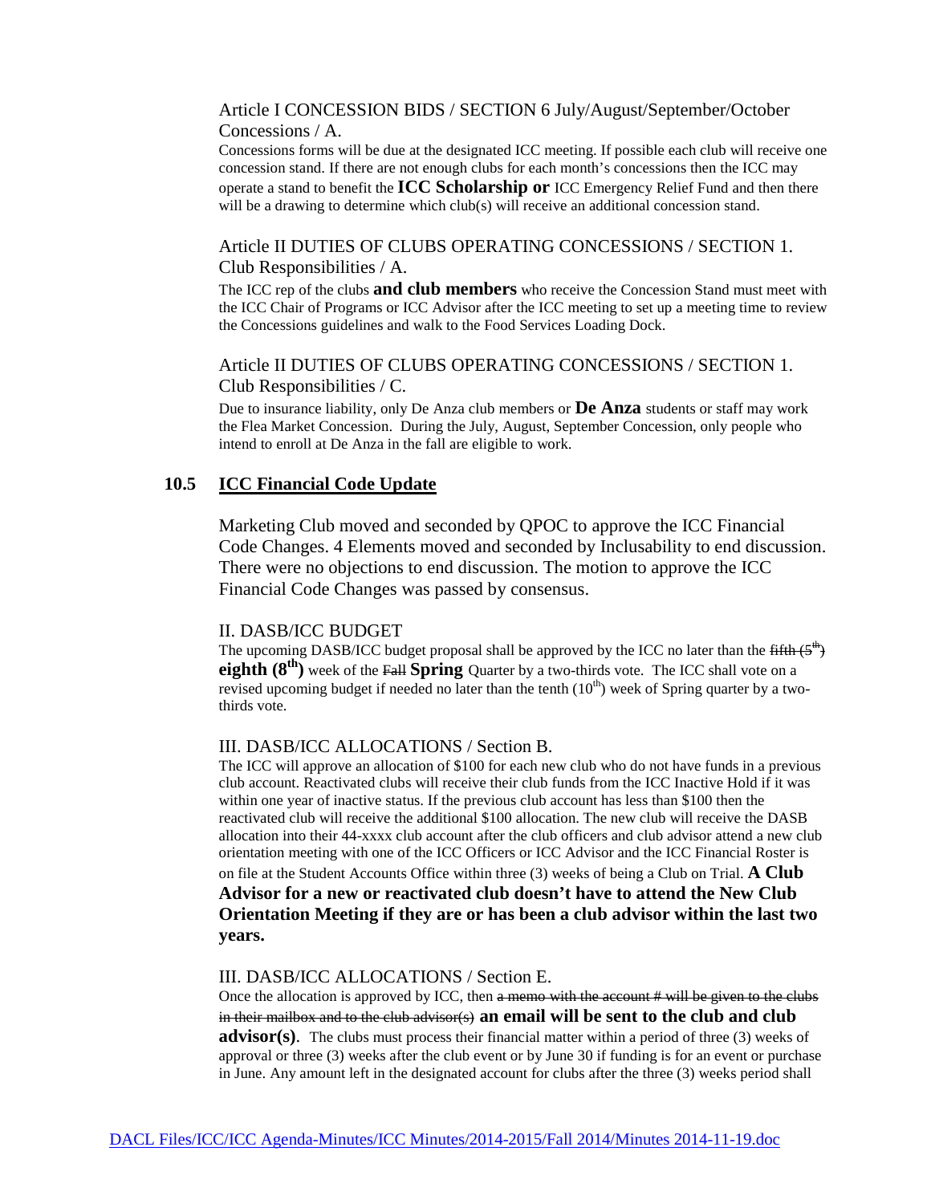Article I CONCESSION BIDS / SECTION 6 July/August/September/October Concessions / A.

Concessions forms will be due at the designated ICC meeting. If possible each club will receive one concession stand. If there are not enough clubs for each month's concessions then the ICC may operate a stand to benefit the **ICC Scholarship or** ICC Emergency Relief Fund and then there will be a drawing to determine which club(s) will receive an additional concession stand.

Article II DUTIES OF CLUBS OPERATING CONCESSIONS / SECTION 1. Club Responsibilities / A.

The ICC rep of the clubs **and club members** who receive the Concession Stand must meet with the ICC Chair of Programs or ICC Advisor after the ICC meeting to set up a meeting time to review the Concessions guidelines and walk to the Food Services Loading Dock.

Article II DUTIES OF CLUBS OPERATING CONCESSIONS / SECTION 1. Club Responsibilities / C.

Due to insurance liability, only De Anza club members or **De Anza** students or staff may work the Flea Market Concession. During the July, August, September Concession, only people who intend to enroll at De Anza in the fall are eligible to work.

## 10.5 ICC Financial Code Update

Marketing Club moved and seconded by QPOC to approve the ICC Financial Code Changes. 4 Elements moved and seconded by Inclusability to end discussion. There were no objections to end discussion. The motion to approve the ICC Financial Code Changes was passed by consensus.

II. DASB/ICC BUDGET

The upcoming DASB/ICC budget proposal shall be approved by the ICC no later than the ~~fifth (5th)~~ **eighth (8th)** week of the ~~Fall~~ **Spring** Quarter by a two-thirds vote. The ICC shall vote on a revised upcoming budget if needed no later than the tenth (10th) week of Spring quarter by a two-thirds vote.

III. DASB/ICC ALLOCATIONS / Section B.

The ICC will approve an allocation of $100 for each new club who do not have funds in a previous club account. Reactivated clubs will receive their club funds from the ICC Inactive Hold if it was within one year of inactive status. If the previous club account has less than $100 then the reactivated club will receive the additional $100 allocation. The new club will receive the DASB allocation into their 44-xxxx club account after the club officers and club advisor attend a new club orientation meeting with one of the ICC Officers or ICC Advisor and the ICC Financial Roster is on file at the Student Accounts Office within three (3) weeks of being a Club on Trial. **A Club Advisor for a new or reactivated club doesn't have to attend the New Club Orientation Meeting if they are or has been a club advisor within the last two years.**

III. DASB/ICC ALLOCATIONS / Section E.

Once the allocation is approved by ICC, then ~~a memo with the account # will be given to the clubs in their mailbox and to the club advisor(s)~~ **an email will be sent to the club and club advisor(s)**. The clubs must process their financial matter within a period of three (3) weeks of approval or three (3) weeks after the club event or by June 30 if funding is for an event or purchase in June. Any amount left in the designated account for clubs after the three (3) weeks period shall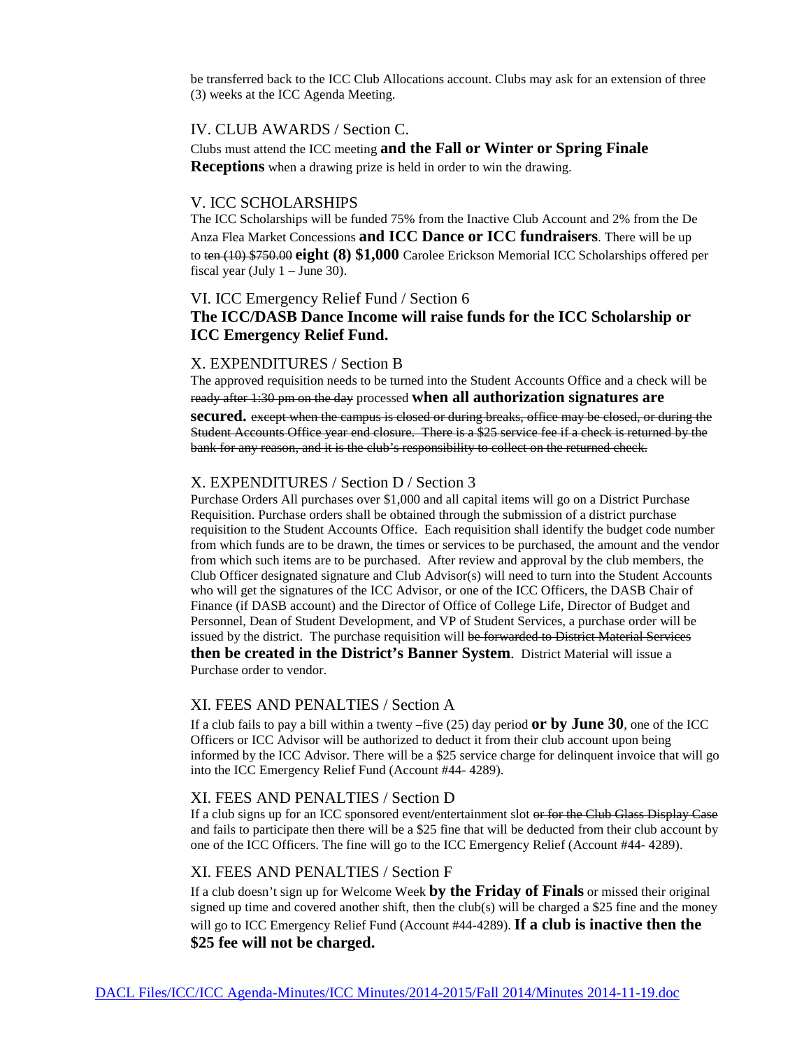be transferred back to the ICC Club Allocations account. Clubs may ask for an extension of three (3) weeks at the ICC Agenda Meeting.

IV. CLUB AWARDS / Section C.

Clubs must attend the ICC meeting **and the Fall or Winter or Spring Finale Receptions** when a drawing prize is held in order to win the drawing.

V. ICC SCHOLARSHIPS

The ICC Scholarships will be funded 75% from the Inactive Club Account and 2% from the De Anza Flea Market Concessions **and ICC Dance or ICC fundraisers**. There will be up to ~~ten (10) $750.00~~ **eight (8) $1,000** Carolee Erickson Memorial ICC Scholarships offered per fiscal year (July 1 – June 30).

VI. ICC Emergency Relief Fund / Section 6

**The ICC/DASB Dance Income will raise funds for the ICC Scholarship or ICC Emergency Relief Fund.**

X. EXPENDITURES / Section B

The approved requisition needs to be turned into the Student Accounts Office and a check will be ~~ready after 1:30 pm on the day~~ processed **when all authorization signatures are secured.** ~~except when the campus is closed or during breaks, office may be closed, or during the Student Accounts Office year end closure. There is a $25 service fee if a check is returned by the bank for any reason, and it is the club's responsibility to collect on the returned check.~~

X. EXPENDITURES / Section D / Section 3

Purchase Orders All purchases over $1,000 and all capital items will go on a District Purchase Requisition. Purchase orders shall be obtained through the submission of a district purchase requisition to the Student Accounts Office. Each requisition shall identify the budget code number from which funds are to be drawn, the times or services to be purchased, the amount and the vendor from which such items are to be purchased. After review and approval by the club members, the Club Officer designated signature and Club Advisor(s) will need to turn into the Student Accounts who will get the signatures of the ICC Advisor, or one of the ICC Officers, the DASB Chair of Finance (if DASB account) and the Director of Office of College Life, Director of Budget and Personnel, Dean of Student Development, and VP of Student Services, a purchase order will be issued by the district. The purchase requisition will ~~be forwarded to District Material Services~~ **then be created in the District's Banner System**. District Material will issue a Purchase order to vendor.

XI. FEES AND PENALTIES / Section A

If a club fails to pay a bill within a twenty –five (25) day period **or by June 30**, one of the ICC Officers or ICC Advisor will be authorized to deduct it from their club account upon being informed by the ICC Advisor. There will be a $25 service charge for delinquent invoice that will go into the ICC Emergency Relief Fund (Account #44- 4289).

XI. FEES AND PENALTIES / Section D

If a club signs up for an ICC sponsored event/entertainment slot ~~or for the Club Glass Display Case~~ and fails to participate then there will be a $25 fine that will be deducted from their club account by one of the ICC Officers. The fine will go to the ICC Emergency Relief (Account #44- 4289).

XI. FEES AND PENALTIES / Section F

If a club doesn't sign up for Welcome Week **by the Friday of Finals** or missed their original signed up time and covered another shift, then the club(s) will be charged a $25 fine and the money will go to ICC Emergency Relief Fund (Account #44-4289). **If a club is inactive then the $25 fee will not be charged.**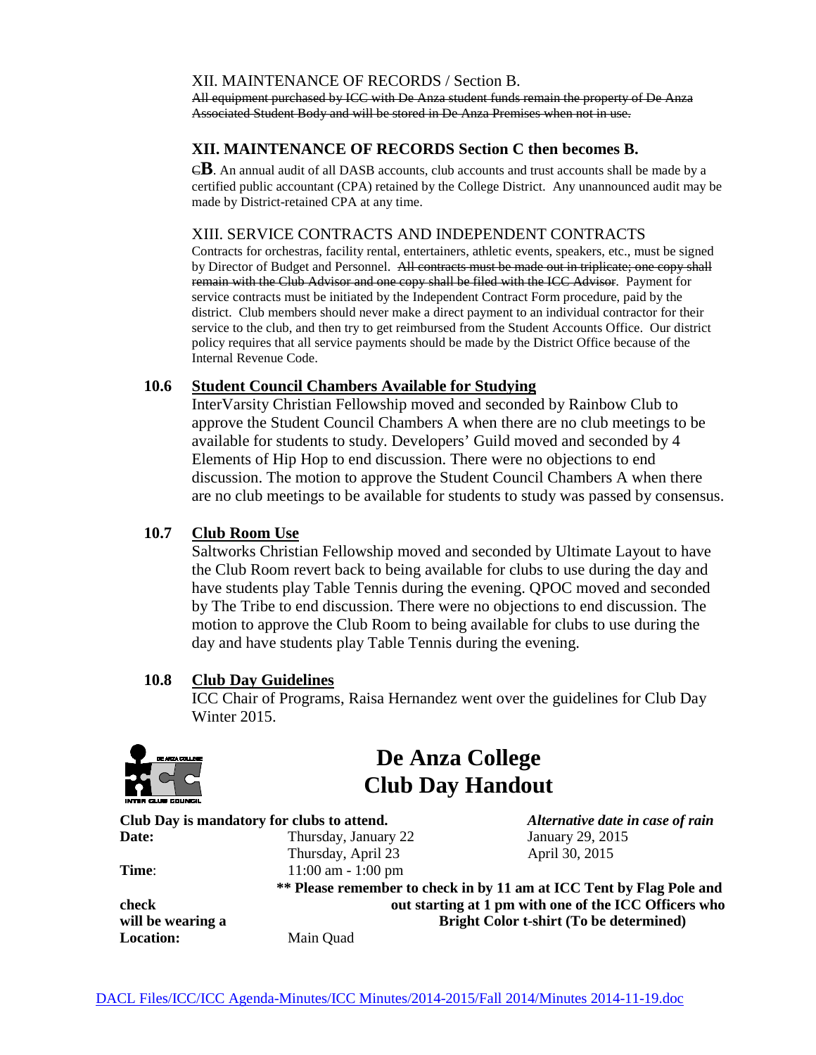XII. MAINTENANCE OF RECORDS / Section B.

~~All equipment purchased by ICC with De Anza student funds remain the property of De Anza Associated Student Body and will be stored in De Anza Premises when not in use.~~

**XII. MAINTENANCE OF RECORDS Section C then becomes B.**

~~C~~**B**. An annual audit of all DASB accounts, club accounts and trust accounts shall be made by a certified public accountant (CPA) retained by the College District. Any unannounced audit may be made by District-retained CPA at any time.

XIII. SERVICE CONTRACTS AND INDEPENDENT CONTRACTS

Contracts for orchestras, facility rental, entertainers, athletic events, speakers, etc., must be signed by Director of Budget and Personnel. ~~All contracts must be made out in triplicate; one copy shall remain with the Club Advisor and one copy shall be filed with the ICC Advisor~~. Payment for service contracts must be initiated by the Independent Contract Form procedure, paid by the district. Club members should never make a direct payment to an individual contractor for their service to the club, and then try to get reimbursed from the Student Accounts Office. Our district policy requires that all service payments should be made by the District Office because of the Internal Revenue Code.

**10.6 Student Council Chambers Available for Studying**

InterVarsity Christian Fellowship moved and seconded by Rainbow Club to approve the Student Council Chambers A when there are no club meetings to be available for students to study. Developers' Guild moved and seconded by 4 Elements of Hip Hop to end discussion. There were no objections to end discussion. The motion to approve the Student Council Chambers A when there are no club meetings to be available for students to study was passed by consensus.

**10.7 Club Room Use**

Saltworks Christian Fellowship moved and seconded by Ultimate Layout to have the Club Room revert back to being available for clubs to use during the day and have students play Table Tennis during the evening. QPOC moved and seconded by The Tribe to end discussion. There were no objections to end discussion. The motion to approve the Club Room to being available for clubs to use during the day and have students play Table Tennis during the evening.

**10.8 Club Day Guidelines**

ICC Chair of Programs, Raisa Hernandez went over the guidelines for Club Day Winter 2015.

# De Anza College Club Day Handout

**Club Day is mandatory for clubs to attend.** *Alternative date in case of rain*

**Date:** Thursday, January 22 — January 29, 2015
Thursday, April 23 — April 30, 2015

**Time**: 11:00 am - 1:00 pm

**\*\* Please remember to check in by 11 am at ICC Tent by Flag Pole and check out starting at 1 pm with one of the ICC Officers who will be wearing a Bright Color t-shirt (To be determined)**

**Location:** Main Quad

DACL Files/ICC/ICC Agenda-Minutes/ICC Minutes/2014-2015/Fall 2014/Minutes 2014-11-19.doc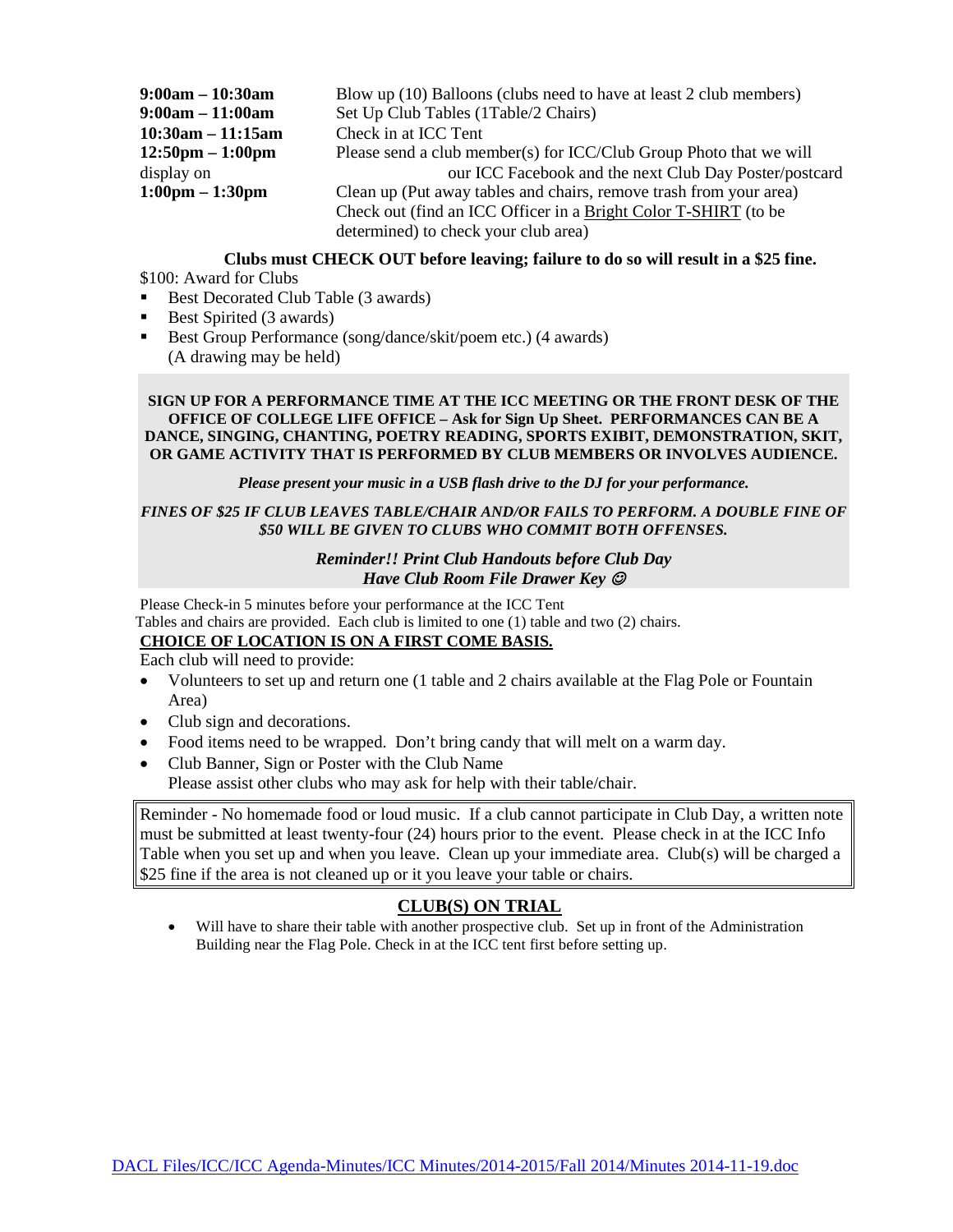| | |
|---|---|
| **9:00am – 10:30am** | Blow up (10) Balloons (clubs need to have at least 2 club members) |
| **9:00am – 11:00am** | Set Up Club Tables (1Table/2 Chairs) |
| **10:30am – 11:15am** | Check in at ICC Tent |
| **12:50pm – 1:00pm** | Please send a club member(s) for ICC/Club Group Photo that we will display on our ICC Facebook and the next Club Day Poster/postcard |
| **1:00pm – 1:30pm** | Clean up (Put away tables and chairs, remove trash from your area) Check out (find an ICC Officer in a Bright Color T-SHIRT (to be determined) to check your club area) |

**Clubs must CHECK OUT before leaving; failure to do so will result in a $25 fine.**

$100: Award for Clubs

- Best Decorated Club Table (3 awards)
- Best Spirited (3 awards)
- Best Group Performance (song/dance/skit/poem etc.) (4 awards)
  (A drawing may be held)

**SIGN UP FOR A PERFORMANCE TIME AT THE ICC MEETING OR THE FRONT DESK OF THE OFFICE OF COLLEGE LIFE OFFICE – Ask for Sign Up Sheet. PERFORMANCES CAN BE A DANCE, SINGING, CHANTING, POETRY READING, SPORTS EXIBIT, DEMONSTRATION, SKIT, OR GAME ACTIVITY THAT IS PERFORMED BY CLUB MEMBERS OR INVOLVES AUDIENCE.**

***Please present your music in a USB flash drive to the DJ for your performance.***

***FINES OF $25 IF CLUB LEAVES TABLE/CHAIR AND/OR FAILS TO PERFORM. A DOUBLE FINE OF $50 WILL BE GIVEN TO CLUBS WHO COMMIT BOTH OFFENSES.***

***Reminder!! Print Club Handouts before Club Day***
***Have Club Room File Drawer Key ☺***

Please Check-in 5 minutes before your performance at the ICC Tent
Tables and chairs are provided. Each club is limited to one (1) table and two (2) chairs.

**CHOICE OF LOCATION IS ON A FIRST COME BASIS.**

Each club will need to provide:

- Volunteers to set up and return one (1 table and 2 chairs available at the Flag Pole or Fountain Area)
- Club sign and decorations.
- Food items need to be wrapped. Don't bring candy that will melt on a warm day.
- Club Banner, Sign or Poster with the Club Name
  Please assist other clubs who may ask for help with their table/chair.

Reminder - No homemade food or loud music. If a club cannot participate in Club Day, a written note must be submitted at least twenty-four (24) hours prior to the event. Please check in at the ICC Info Table when you set up and when you leave. Clean up your immediate area. Club(s) will be charged a $25 fine if the area is not cleaned up or it you leave your table or chairs.

**CLUB(S) ON TRIAL**

- Will have to share their table with another prospective club. Set up in front of the Administration Building near the Flag Pole. Check in at the ICC tent first before setting up.

DACL Files/ICC/ICC Agenda-Minutes/ICC Minutes/2014-2015/Fall 2014/Minutes 2014-11-19.doc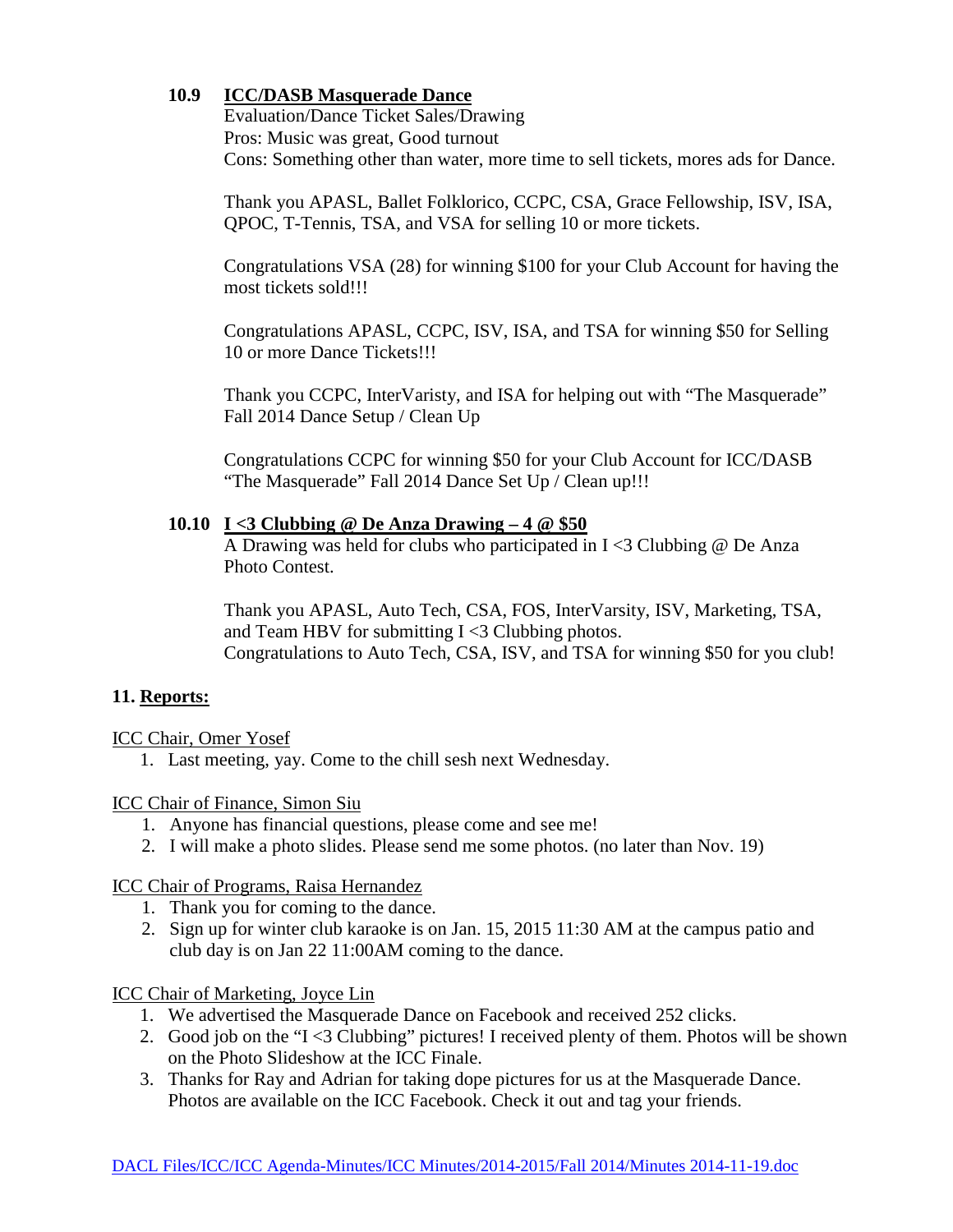**10.9 ICC/DASB Masquerade Dance**

Evaluation/Dance Ticket Sales/Drawing
Pros: Music was great, Good turnout
Cons: Something other than water, more time to sell tickets, mores ads for Dance.

Thank you APASL, Ballet Folklorico, CCPC, CSA, Grace Fellowship, ISV, ISA, QPOC, T-Tennis, TSA, and VSA for selling 10 or more tickets.

Congratulations VSA (28) for winning $100 for your Club Account for having the most tickets sold!!!

Congratulations APASL, CCPC, ISV, ISA, and TSA for winning $50 for Selling 10 or more Dance Tickets!!!

Thank you CCPC, InterVaristy, and ISA for helping out with "The Masquerade" Fall 2014 Dance Setup / Clean Up

Congratulations CCPC for winning $50 for your Club Account for ICC/DASB "The Masquerade" Fall 2014 Dance Set Up / Clean up!!!

**10.10 I <3 Clubbing @ De Anza Drawing – 4 @ $50**

A Drawing was held for clubs who participated in I <3 Clubbing @ De Anza Photo Contest.

Thank you APASL, Auto Tech, CSA, FOS, InterVarsity, ISV, Marketing, TSA, and Team HBV for submitting I <3 Clubbing photos.
Congratulations to Auto Tech, CSA, ISV, and TSA for winning $50 for you club!

**11. Reports:**

ICC Chair, Omer Yosef

1. Last meeting, yay. Come to the chill sesh next Wednesday.

ICC Chair of Finance, Simon Siu

1. Anyone has financial questions, please come and see me!
2. I will make a photo slides. Please send me some photos. (no later than Nov. 19)

ICC Chair of Programs, Raisa Hernandez

1. Thank you for coming to the dance.
2. Sign up for winter club karaoke is on Jan. 15, 2015 11:30 AM at the campus patio and club day is on Jan 22 11:00AM coming to the dance.

ICC Chair of Marketing, Joyce Lin

1. We advertised the Masquerade Dance on Facebook and received 252 clicks.
2. Good job on the "I <3 Clubbing" pictures! I received plenty of them. Photos will be shown on the Photo Slideshow at the ICC Finale.
3. Thanks for Ray and Adrian for taking dope pictures for us at the Masquerade Dance. Photos are available on the ICC Facebook. Check it out and tag your friends.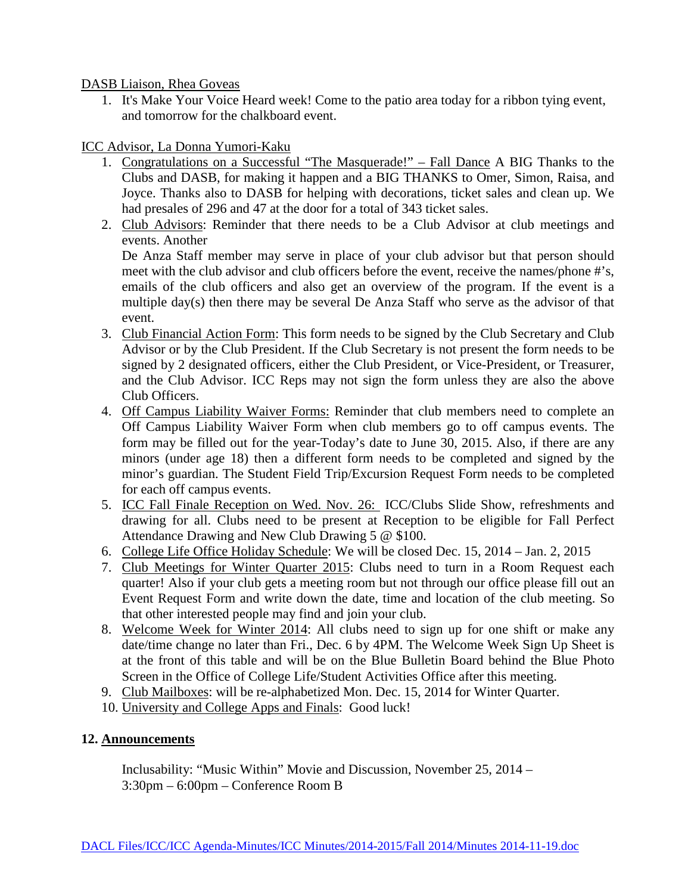DASB Liaison, Rhea Goveas

1. It's Make Your Voice Heard week! Come to the patio area today for a ribbon tying event, and tomorrow for the chalkboard event.

ICC Advisor, La Donna Yumori-Kaku

1. Congratulations on a Successful "The Masquerade!" – Fall Dance A BIG Thanks to the Clubs and DASB, for making it happen and a BIG THANKS to Omer, Simon, Raisa, and Joyce. Thanks also to DASB for helping with decorations, ticket sales and clean up. We had presales of 296 and 47 at the door for a total of 343 ticket sales.
2. Club Advisors: Reminder that there needs to be a Club Advisor at club meetings and events. Another
   De Anza Staff member may serve in place of your club advisor but that person should meet with the club advisor and club officers before the event, receive the names/phone #'s, emails of the club officers and also get an overview of the program. If the event is a multiple day(s) then there may be several De Anza Staff who serve as the advisor of that event.
3. Club Financial Action Form: This form needs to be signed by the Club Secretary and Club Advisor or by the Club President. If the Club Secretary is not present the form needs to be signed by 2 designated officers, either the Club President, or Vice-President, or Treasurer, and the Club Advisor. ICC Reps may not sign the form unless they are also the above Club Officers.
4. Off Campus Liability Waiver Forms: Reminder that club members need to complete an Off Campus Liability Waiver Form when club members go to off campus events. The form may be filled out for the year-Today's date to June 30, 2015. Also, if there are any minors (under age 18) then a different form needs to be completed and signed by the minor's guardian. The Student Field Trip/Excursion Request Form needs to be completed for each off campus events.
5. ICC Fall Finale Reception on Wed. Nov. 26: ICC/Clubs Slide Show, refreshments and drawing for all. Clubs need to be present at Reception to be eligible for Fall Perfect Attendance Drawing and New Club Drawing 5 @ $100.
6. College Life Office Holiday Schedule: We will be closed Dec. 15, 2014 – Jan. 2, 2015
7. Club Meetings for Winter Quarter 2015: Clubs need to turn in a Room Request each quarter! Also if your club gets a meeting room but not through our office please fill out an Event Request Form and write down the date, time and location of the club meeting. So that other interested people may find and join your club.
8. Welcome Week for Winter 2014: All clubs need to sign up for one shift or make any date/time change no later than Fri., Dec. 6 by 4PM. The Welcome Week Sign Up Sheet is at the front of this table and will be on the Blue Bulletin Board behind the Blue Photo Screen in the Office of College Life/Student Activities Office after this meeting.
9. Club Mailboxes: will be re-alphabetized Mon. Dec. 15, 2014 for Winter Quarter.
10. University and College Apps and Finals: Good luck!

**12. Announcements**

Inclusability: "Music Within" Movie and Discussion, November 25, 2014 – 3:30pm – 6:00pm – Conference Room B

DACL Files/ICC/ICC Agenda-Minutes/ICC Minutes/2014-2015/Fall 2014/Minutes 2014-11-19.doc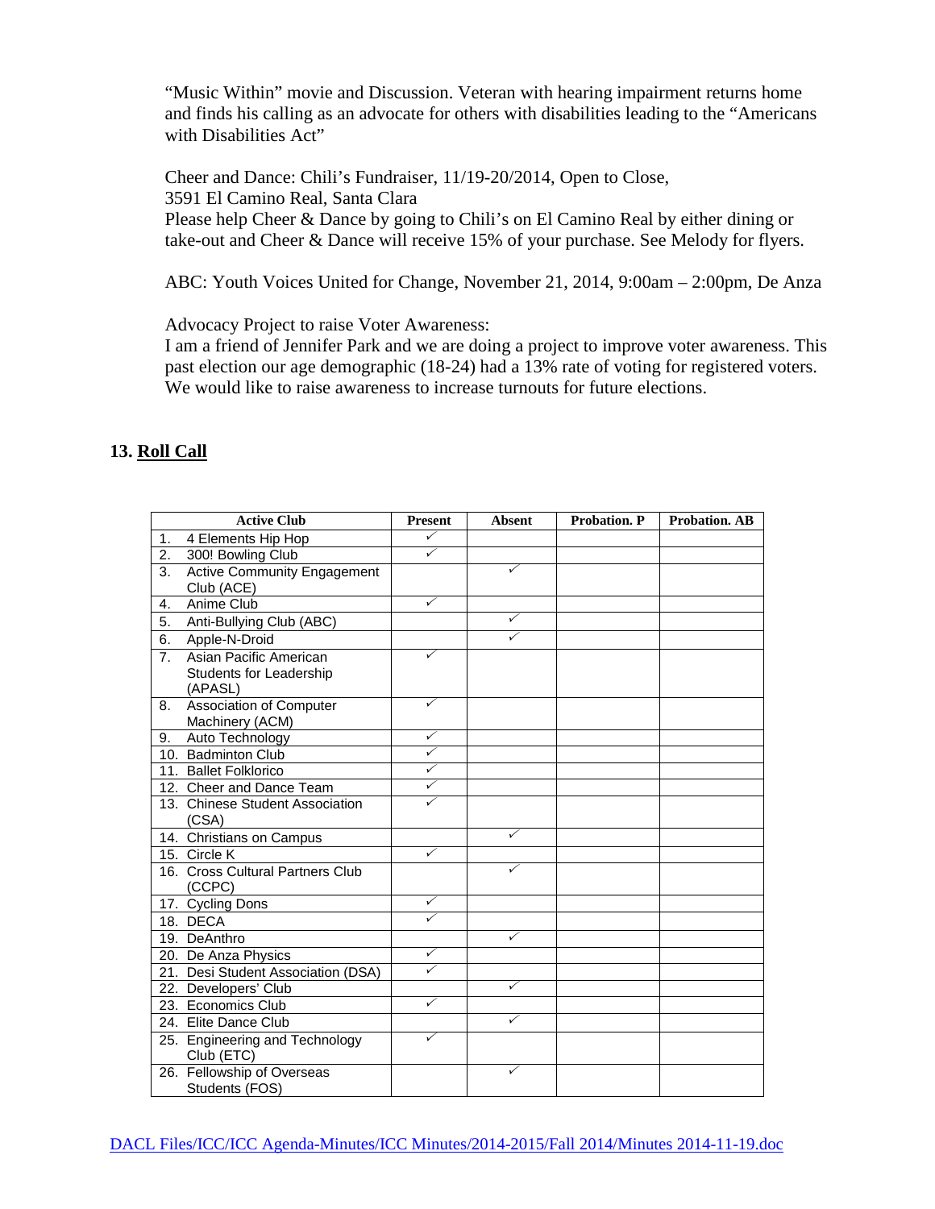"Music Within" movie and Discussion. Veteran with hearing impairment returns home and finds his calling as an advocate for others with disabilities leading to the "Americans with Disabilities Act"

Cheer and Dance: Chili's Fundraiser, 11/19-20/2014, Open to Close,
3591 El Camino Real, Santa Clara
Please help Cheer & Dance by going to Chili's on El Camino Real by either dining or take-out and Cheer & Dance will receive 15% of your purchase. See Melody for flyers.

ABC: Youth Voices United for Change, November 21, 2014, 9:00am – 2:00pm, De Anza

Advocacy Project to raise Voter Awareness:
I am a friend of Jennifer Park and we are doing a project to improve voter awareness. This past election our age demographic (18-24) had a 13% rate of voting for registered voters. We would like to raise awareness to increase turnouts for future elections.

## 13. Roll Call

| Active Club | Present | Absent | Probation. P | Probation. AB |
|---|---|---|---|---|
| 1. 4 Elements Hip Hop | ✓ | | | |
| 2. 300! Bowling Club | ✓ | | | |
| 3. Active Community Engagement Club (ACE) | | ✓ | | |
| 4. Anime Club | ✓ | | | |
| 5. Anti-Bullying Club (ABC) | | ✓ | | |
| 6. Apple-N-Droid | | ✓ | | |
| 7. Asian Pacific American Students for Leadership (APASL) | ✓ | | | |
| 8. Association of Computer Machinery (ACM) | ✓ | | | |
| 9. Auto Technology | ✓ | | | |
| 10. Badminton Club | ✓ | | | |
| 11. Ballet Folklorico | ✓ | | | |
| 12. Cheer and Dance Team | ✓ | | | |
| 13. Chinese Student Association (CSA) | ✓ | | | |
| 14. Christians on Campus | | ✓ | | |
| 15. Circle K | ✓ | | | |
| 16. Cross Cultural Partners Club (CCPC) | | ✓ | | |
| 17. Cycling Dons | ✓ | | | |
| 18. DECA | ✓ | | | |
| 19. DeAnthro | | ✓ | | |
| 20. De Anza Physics | ✓ | | | |
| 21. Desi Student Association (DSA) | ✓ | | | |
| 22. Developers' Club | | ✓ | | |
| 23. Economics Club | ✓ | | | |
| 24. Elite Dance Club | | ✓ | | |
| 25. Engineering and Technology Club (ETC) | ✓ | | | |
| 26. Fellowship of Overseas Students (FOS) | | ✓ | | |

DACL Files/ICC/ICC Agenda-Minutes/ICC Minutes/2014-2015/Fall 2014/Minutes 2014-11-19.doc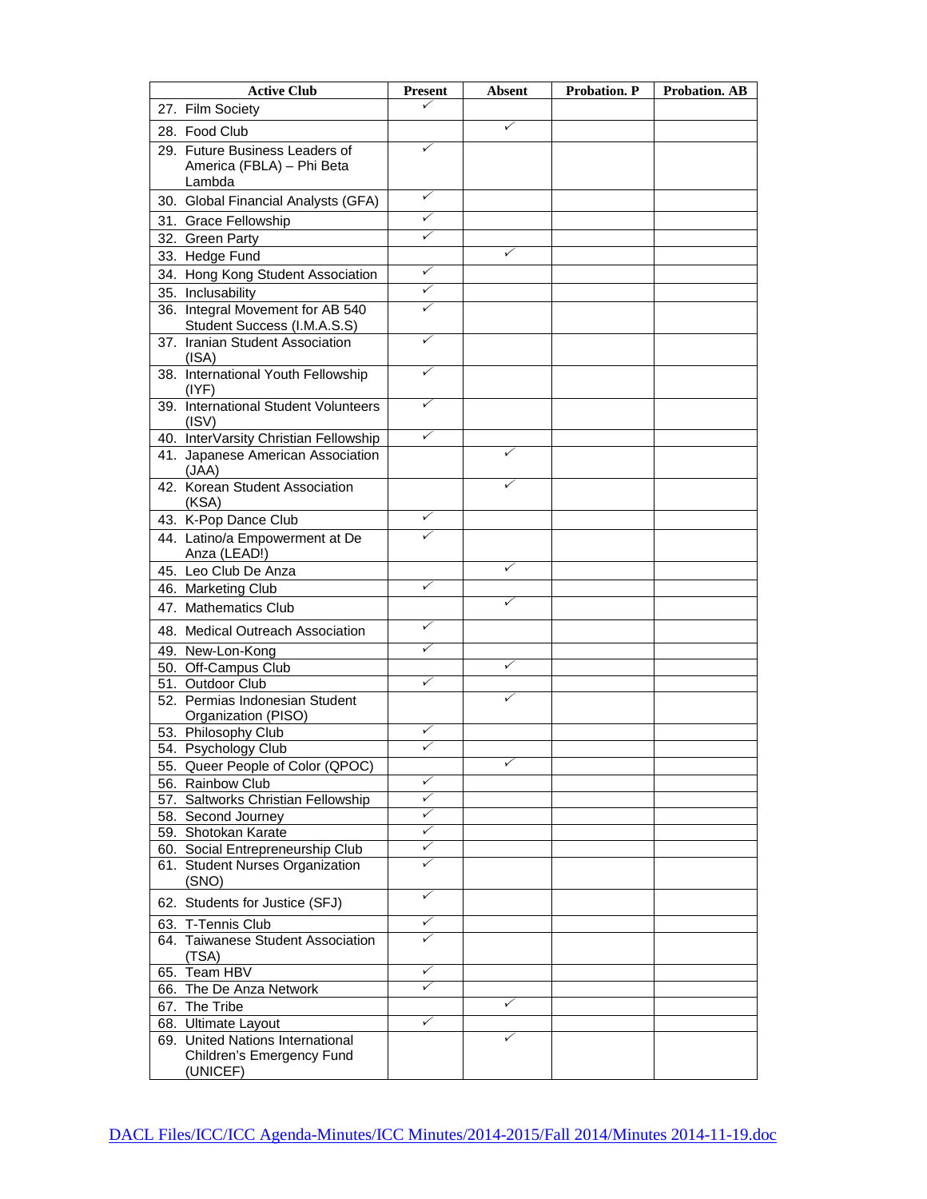| Active Club | Present | Absent | Probation. P | Probation. AB |
|---|---|---|---|---|
| 27. Film Society | ✓ | | | |
| 28. Food Club | | ✓ | | |
| 29. Future Business Leaders of America (FBLA) – Phi Beta Lambda | ✓ | | | |
| 30. Global Financial Analysts (GFA) | ✓ | | | |
| 31. Grace Fellowship | ✓ | | | |
| 32. Green Party | ✓ | | | |
| 33. Hedge Fund | | ✓ | | |
| 34. Hong Kong Student Association | ✓ | | | |
| 35. Inclusability | ✓ | | | |
| 36. Integral Movement for AB 540 Student Success (I.M.A.S.S) | ✓ | | | |
| 37. Iranian Student Association (ISA) | ✓ | | | |
| 38. International Youth Fellowship (IYF) | ✓ | | | |
| 39. International Student Volunteers (ISV) | ✓ | | | |
| 40. InterVarsity Christian Fellowship | ✓ | | | |
| 41. Japanese American Association (JAA) | | ✓ | | |
| 42. Korean Student Association (KSA) | | ✓ | | |
| 43. K-Pop Dance Club | ✓ | | | |
| 44. Latino/a Empowerment at De Anza (LEAD!) | ✓ | | | |
| 45. Leo Club De Anza | | ✓ | | |
| 46. Marketing Club | ✓ | | | |
| 47. Mathematics Club | | ✓ | | |
| 48. Medical Outreach Association | ✓ | | | |
| 49. New-Lon-Kong | ✓ | | | |
| 50. Off-Campus Club | | ✓ | | |
| 51. Outdoor Club | ✓ | | | |
| 52. Permias Indonesian Student Organization (PISO) | | ✓ | | |
| 53. Philosophy Club | ✓ | | | |
| 54. Psychology Club | ✓ | | | |
| 55. Queer People of Color (QPOC) | | ✓ | | |
| 56. Rainbow Club | ✓ | | | |
| 57. Saltworks Christian Fellowship | ✓ | | | |
| 58. Second Journey | ✓ | | | |
| 59. Shotokan Karate | ✓ | | | |
| 60. Social Entrepreneurship Club | ✓ | | | |
| 61. Student Nurses Organization (SNO) | ✓ | | | |
| 62. Students for Justice (SFJ) | ✓ | | | |
| 63. T-Tennis Club | ✓ | | | |
| 64. Taiwanese Student Association (TSA) | ✓ | | | |
| 65. Team HBV | ✓ | | | |
| 66. The De Anza Network | ✓ | | | |
| 67. The Tribe | | ✓ | | |
| 68. Ultimate Layout | ✓ | | | |
| 69. United Nations International Children's Emergency Fund (UNICEF) | | ✓ | | |

DACL Files/ICC/ICC Agenda-Minutes/ICC Minutes/2014-2015/Fall 2014/Minutes 2014-11-19.doc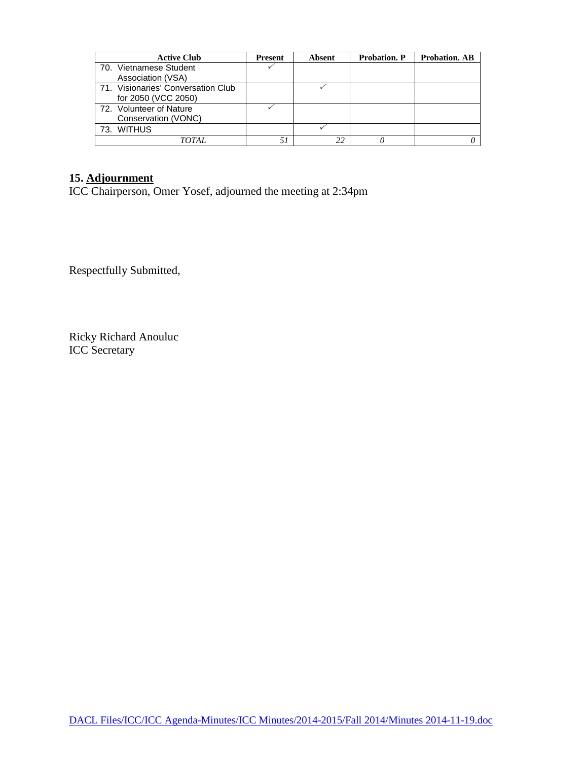| Active Club | Present | Absent | Probation. P | Probation. AB |
|---|---|---|---|---|
| 70. Vietnamese Student Association (VSA) | ✓ | | | |
| 71. Visionaries' Conversation Club for 2050 (VCC 2050) | | ✓ | | |
| 72. Volunteer of Nature Conservation (VONC) | ✓ | | | |
| 73. WITHUS | | ✓ | | |
| *TOTAL* | *51* | *22* | *0* | *0* |

## 15. Adjournment

ICC Chairperson, Omer Yosef, adjourned the meeting at 2:34pm

Respectfully Submitted,

Ricky Richard Anouluc
ICC Secretary

DACL Files/ICC/ICC Agenda-Minutes/ICC Minutes/2014-2015/Fall 2014/Minutes 2014-11-19.doc